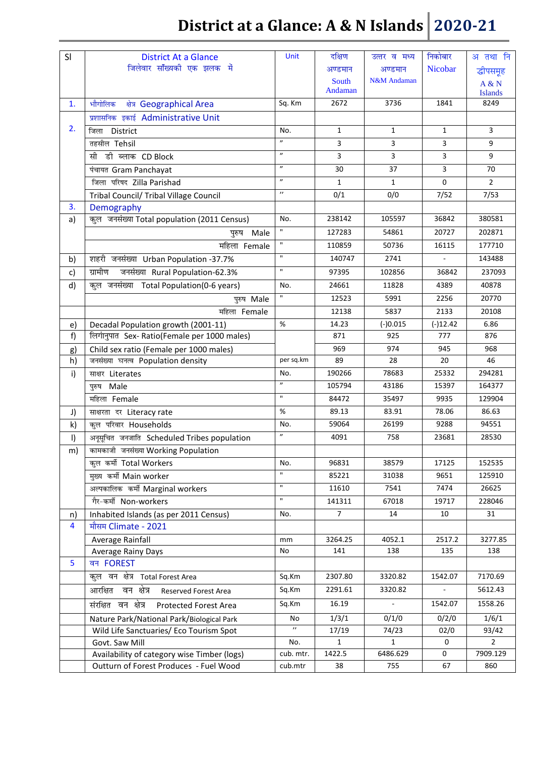# District at a Glance: A & N Islands 2020-21

| Sl | District At a Glance जिलेवार साँख्यकी एक झलक में | Unit | दक्षिण अण्डमान South Andaman | उत्तर व मध्य अण्डमान N&M Andaman | निकोबार Nicobar | अ तथा नि द्वीपसमूह A & N Islands |
|---|---|---|---|---|---|---|
| 1. | भौगोलिक क्षेत्र Geographical Area | Sq. Km | 2672 | 3736 | 1841 | 8249 |
| 2. | प्रशासनिक इकाई Administrative Unit | | | | | |
| | जिला District | No. | 1 | 1 | 1 | 3 |
| | तहसील Tehsil | " | 3 | 3 | 3 | 9 |
| | सी डी ब्लाक CD Block | " | 3 | 3 | 3 | 9 |
| | पंचायत Gram Panchayat | " | 30 | 37 | 3 | 70 |
| | जिला परिषद Zilla Parishad | " | 1 | 1 | 0 | 2 |
| | Tribal Council/ Tribal Village Council | " | 0/1 | 0/0 | 7/52 | 7/53 |
| 3. | Demography | | | | | |
| a) | कुल जनसंख्या Total population (2011 Census) | No. | 238142 | 105597 | 36842 | 380581 |
| | पुरुष Male | " | 127283 | 54861 | 20727 | 202871 |
| | महिला Female | " | 110859 | 50736 | 16115 | 177710 |
| b) | शहरी जनसंख्या Urban Population -37.7% | " | 140747 | 2741 | - | 143488 |
| c) | ग्रामीण जनसंख्या Rural Population-62.3% | " | 97395 | 102856 | 36842 | 237093 |
| d) | कुल जनसंख्या Total Population(0-6 years) | No. | 24661 | 11828 | 4389 | 40878 |
| | पुरुष Male | " | 12523 | 5991 | 2256 | 20770 |
| | महिला Female | | 12138 | 5837 | 2133 | 20108 |
| e) | Decadal Population growth (2001-11) | % | 14.23 | (-)0.015 | (-)12.42 | 6.86 |
| f) | लिगांनुपात Sex- Ratio(Female per 1000 males) | | 871 | 925 | 777 | 876 |
| g) | Child sex ratio (Female per 1000 males) | | 969 | 974 | 945 | 968 |
| h) | जनसंख्या घनत्व Population density | per sq.km | 89 | 28 | 20 | 46 |
| i) | साक्षर Literates | No. | 190266 | 78683 | 25332 | 294281 |
| | पुरुष Male | " | 105794 | 43186 | 15397 | 164377 |
| | महिला Female | " | 84472 | 35497 | 9935 | 129904 |
| J) | साक्षरता दर Literacy rate | % | 89.13 | 83.91 | 78.06 | 86.63 |
| k) | कुल परिवार Households | No. | 59064 | 26199 | 9288 | 94551 |
| l) | अनूसूचित जनजाति Scheduled Tribes population | " | 4091 | 758 | 23681 | 28530 |
| m) | कामकाजी जनसंख्या Working Population | | | | | |
| | कुल कर्मी Total Workers | No. | 96831 | 38579 | 17125 | 152535 |
| | मुख्य कर्मी Main worker | " | 85221 | 31038 | 9651 | 125910 |
| | अल्पकालिक कर्मी Marginal workers | " | 11610 | 7541 | 7474 | 26625 |
| | गैर-कर्मी Non-workers | " | 141311 | 67018 | 19717 | 228046 |
| n) | Inhabited Islands (as per 2011 Census) | No. | 7 | 14 | 10 | 31 |
| 4 | मौसम Climate - 2021 | | | | | |
| | Average Rainfall | mm | 3264.25 | 4052.1 | 2517.2 | 3277.85 |
| | Average Rainy Days | No | 141 | 138 | 135 | 138 |
| 5 | वन FOREST | | | | | |
| | कुल वन क्षेत्र Total Forest Area | Sq.Km | 2307.80 | 3320.82 | 1542.07 | 7170.69 |
| | आरक्षित वन क्षेत्र Reserved Forest Area | Sq.Km | 2291.61 | 3320.82 | - | 5612.43 |
| | संरक्षित वन क्षेत्र Protected Forest Area | Sq.Km | 16.19 | - | 1542.07 | 1558.26 |
| | Nature Park/National Park/Biological Park | No | 1/3/1 | 0/1/0 | 0/2/0 | 1/6/1 |
| | Wild Life Sanctuaries/ Eco Tourism Spot | " | 17/19 | 74/23 | 02/0 | 93/42 |
| | Govt. Saw Mill | No. | 1 | 1 | 0 | 2 |
| | Availability of category wise Timber (logs) | cub. mtr. | 1422.5 | 6486.629 | 0 | 7909.129 |
| | Outturn of Forest Produces - Fuel Wood | cub.mtr | 38 | 755 | 67 | 860 |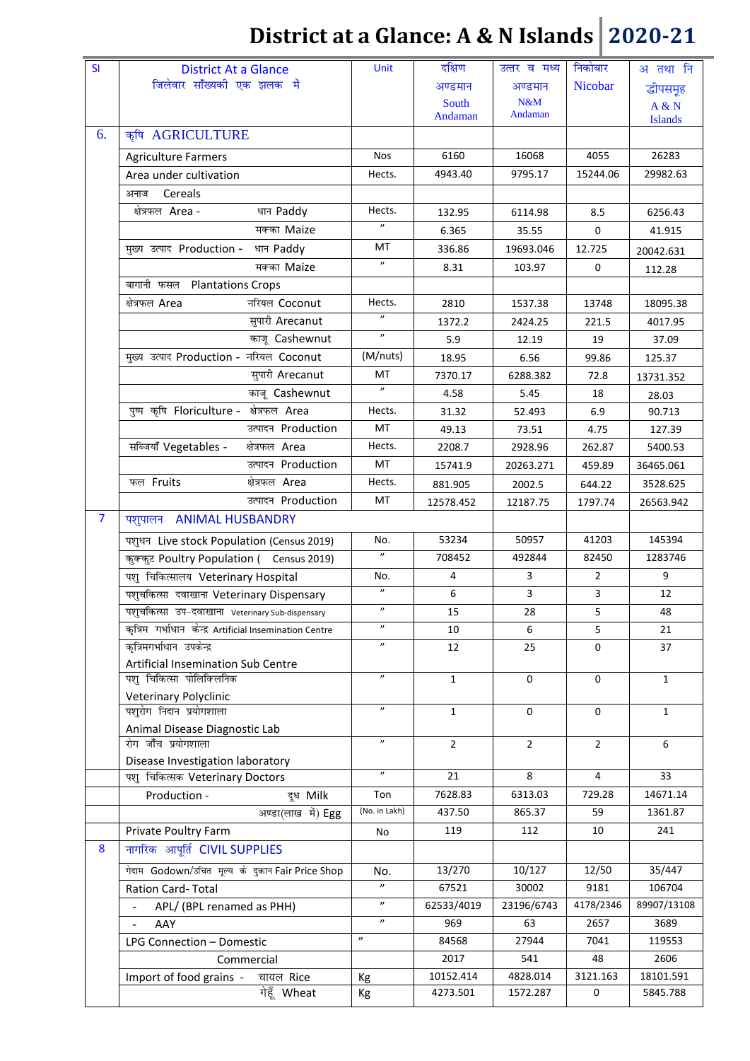# District at a Glance: A & N Islands 2020-21

| Sl | District At a Glance जिलेवार सॉंख्यिकी एक झलक में | Unit | दक्षिण अण्डमान South Andaman | उत्तर व मध्य अण्डमान N&M Andaman | निकोबार Nicobar | अ तथा नि द्वीपसमूह A & N Islands |
|---|---|---|---|---|---|---|
| 6. | कृषि AGRICULTURE | | | | | |
| | Agriculture Farmers | Nos | 6160 | 16068 | 4055 | 26283 |
| | Area under cultivation | Hects. | 4943.40 | 9795.17 | 15244.06 | 29982.63 |
| | अनाज Cereals | | | | | |
| | क्षेत्रफल Area - धान Paddy | Hects. | 132.95 | 6114.98 | 8.5 | 6256.43 |
| | मक्का Maize | " | 6.365 | 35.55 | 0 | 41.915 |
| | मुख्य उत्पाद Production - धान Paddy | MT | 336.86 | 19693.046 | 12.725 | 20042.631 |
| | मक्का Maize | " | 8.31 | 103.97 | 0 | 112.28 |
| | बागानी फसल Plantations Crops | | | | | |
| | क्षेत्रफल Area नरियल Coconut | Hects. | 2810 | 1537.38 | 13748 | 18095.38 |
| | सुपारी Arecanut | " | 1372.2 | 2424.25 | 221.5 | 4017.95 |
| | काजू Cashewnut | " | 5.9 | 12.19 | 19 | 37.09 |
| | मुख्य उत्पाद Production - नरियल Coconut | (M/nuts) | 18.95 | 6.56 | 99.86 | 125.37 |
| | सुपारी Arecanut | MT | 7370.17 | 6288.382 | 72.8 | 13731.352 |
| | काजू Cashewnut | " | 4.58 | 5.45 | 18 | 28.03 |
| | पुष्प कृषि Floriculture - क्षेत्रफल Area | Hects. | 31.32 | 52.493 | 6.9 | 90.713 |
| | उत्पादन Production | MT | 49.13 | 73.51 | 4.75 | 127.39 |
| | सब्जियाँ Vegetables - क्षेत्रफल Area | Hects. | 2208.7 | 2928.96 | 262.87 | 5400.53 |
| | उत्पादन Production | MT | 15741.9 | 20263.271 | 459.89 | 36465.061 |
| | फल Fruits क्षेत्रफल Area | Hects. | 881.905 | 2002.5 | 644.22 | 3528.625 |
| | उत्पादन Production | MT | 12578.452 | 12187.75 | 1797.74 | 26563.942 |
| 7 | पशुपालन ANIMAL HUSBANDRY | | | | | |
| | पशुधन Live stock Population (Census 2019) | No. | 53234 | 50957 | 41203 | 145394 |
| | कुक्कुट Poultry Population ( Census 2019) | " | 708452 | 492844 | 82450 | 1283746 |
| | पशु चिकित्सालय Veterinary Hospital | No. | 4 | 3 | 2 | 9 |
| | पशुचकित्सा दवाखाना Veterinary Dispensary | " | 6 | 3 | 3 | 12 |
| | पशुचकित्सा उप-दवाखाना Veterinary Sub-dispensary | " | 15 | 28 | 5 | 48 |
| | कृत्रिम गर्भाधान केन्द्र Artificial Insemination Centre | " | 10 | 6 | 5 | 21 |
| | कृत्रिमगर्भाधान उपकेन्द्र Artificial Insemination Sub Centre | " | 12 | 25 | 0 | 37 |
| | पशु चिकित्सा पोलिक्लिनिक Veterinary Polyclinic | " | 1 | 0 | 0 | 1 |
| | पशुरोग निदान प्रयोगशाला Animal Disease Diagnostic Lab | " | 1 | 0 | 0 | 1 |
| | रोग जाँच प्रयोगशाला Disease Investigation laboratory | " | 2 | 2 | 2 | 6 |
| | पशु चिकित्सक Veterinary Doctors | " | 21 | 8 | 4 | 33 |
| | Production - दूध Milk | Ton | 7628.83 | 6313.03 | 729.28 | 14671.14 |
| | अण्डा(लाख में) Egg | (No. in Lakh) | 437.50 | 865.37 | 59 | 1361.87 |
| | Private Poultry Farm | No | 119 | 112 | 10 | 241 |
| 8 | नागरिक आपूर्ति CIVIL SUPPLIES | | | | | |
| | गेदाम Godown/उचित मूल्य के दुकान Fair Price Shop | No. | 13/270 | 10/127 | 12/50 | 35/447 |
| | Ration Card- Total | " | 67521 | 30002 | 9181 | 106704 |
| | - APL/ (BPL renamed as PHH) | " | 62533/4019 | 23196/6743 | 4178/2346 | 89907/13108 |
| | - AAY | " | 969 | 63 | 2657 | 3689 |
| | LPG Connection – Domestic | " | 84568 | 27944 | 7041 | 119553 |
| | Commercial | | 2017 | 541 | 48 | 2606 |
| | Import of food grains - चावल Rice | Kg | 10152.414 | 4828.014 | 3121.163 | 18101.591 |
| | गेहूँ Wheat | Kg | 4273.501 | 1572.287 | 0 | 5845.788 |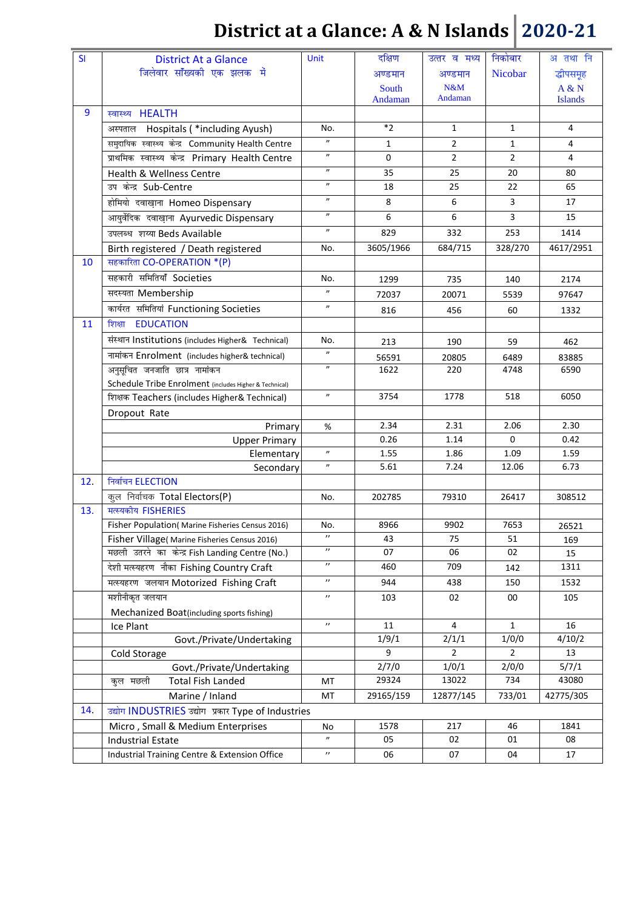# District at a Glance: A & N Islands 2020-21

| Sl | District At a Glance जिलेवार सॉंख्यकी एक झलक में | Unit | दक्षिण अण्डमान South Andaman | उत्तर व मध्य अण्डमान N&M Andaman | निकोबार Nicobar | अ तथा नि द्वीपसमूह A & N Islands |
|---|---|---|---|---|---|---|
| 9 | स्वास्थ्य HEALTH | | | | | |
| | अस्पताल Hospitals ( *including Ayush) | No. | *2 | 1 | 1 | 4 |
| | समुदायिक स्वास्थ्य केन्द्र Community Health Centre | " | 1 | 2 | 1 | 4 |
| | प्राथमिक स्वास्थ्य केन्द्र Primary Health Centre | " | 0 | 2 | 2 | 4 |
| | Health & Wellness Centre | " | 35 | 25 | 20 | 80 |
| | उप केन्द्र Sub-Centre | " | 18 | 25 | 22 | 65 |
| | होमियो दवाखाना Homeo Dispensary | " | 8 | 6 | 3 | 17 |
| | आयुर्वेदिक दवाखाना Ayurvedic Dispensary | " | 6 | 6 | 3 | 15 |
| | उपलब्ध शय्या Beds Available | " | 829 | 332 | 253 | 1414 |
| | Birth registered / Death registered | No. | 3605/1966 | 684/715 | 328/270 | 4617/2951 |
| 10 | सहकारिता CO-OPERATION *(P) | | | | | |
| | सहकारी समितियाँ Societies | No. | 1299 | 735 | 140 | 2174 |
| | सदस्यता Membership | " | 72037 | 20071 | 5539 | 97647 |
| | कार्यरत समितियां Functioning Societies | " | 816 | 456 | 60 | 1332 |
| 11 | शिक्षा EDUCATION | | | | | |
| | संस्थान Institutions (includes Higher& Technical) | No. | 213 | 190 | 59 | 462 |
| | नामांकन Enrolment (includes higher& technical) | " | 56591 | 20805 | 6489 | 83885 |
| | अनुसूचित जनजाति छात्र नामांकन Schedule Tribe Enrolment (includes Higher & Technical) | " | 1622 | 220 | 4748 | 6590 |
| | शिक्षक Teachers (includes Higher& Technical) | " | 3754 | 1778 | 518 | 6050 |
| | Dropout Rate | | | | | |
| | Primary | % | 2.34 | 2.31 | 2.06 | 2.30 |
| | Upper Primary | | 0.26 | 1.14 | 0 | 0.42 |
| | Elementary | " | 1.55 | 1.86 | 1.09 | 1.59 |
| | Secondary | " | 5.61 | 7.24 | 12.06 | 6.73 |
| 12. | निर्वाचन ELECTION | | | | | |
| | कुल निर्वाचक Total Electors(P) | No. | 202785 | 79310 | 26417 | 308512 |
| 13. | मत्स्यकीय FISHERIES | | | | | |
| | Fisher Population( Marine Fisheries Census 2016) | No. | 8966 | 9902 | 7653 | 26521 |
| | Fisher Village( Marine Fisheries Census 2016) | " | 43 | 75 | 51 | 169 |
| | मछली उतरने का केन्द्र Fish Landing Centre (No.) | " | 07 | 06 | 02 | 15 |
| | देशी मत्स्यहरण नौका Fishing Country Craft | " | 460 | 709 | 142 | 1311 |
| | मत्स्यहरण जलयान Motorized Fishing Craft | " | 944 | 438 | 150 | 1532 |
| | मशीनीकृत जलयान Mechanized Boat(including sports fishing) | " | 103 | 02 | 00 | 105 |
| | Ice Plant | " | 11 | 4 | 1 | 16 |
| | Govt./Private/Undertaking | | 1/9/1 | 2/1/1 | 1/0/0 | 4/10/2 |
| | Cold Storage | | 9 | 2 | 2 | 13 |
| | Govt./Private/Undertaking | | 2/7/0 | 1/0/1 | 2/0/0 | 5/7/1 |
| | कुल मछली Total Fish Landed | MT | 29324 | 13022 | 734 | 43080 |
| | Marine / Inland | MT | 29165/159 | 12877/145 | 733/01 | 42775/305 |
| 14. | उद्योग INDUSTRIES उद्योग प्रकार Type of Industries | | | | | |
| | Micro , Small & Medium Enterprises | No | 1578 | 217 | 46 | 1841 |
| | Industrial Estate | " | 05 | 02 | 01 | 08 |
| | Industrial Training Centre & Extension Office | " | 06 | 07 | 04 | 17 |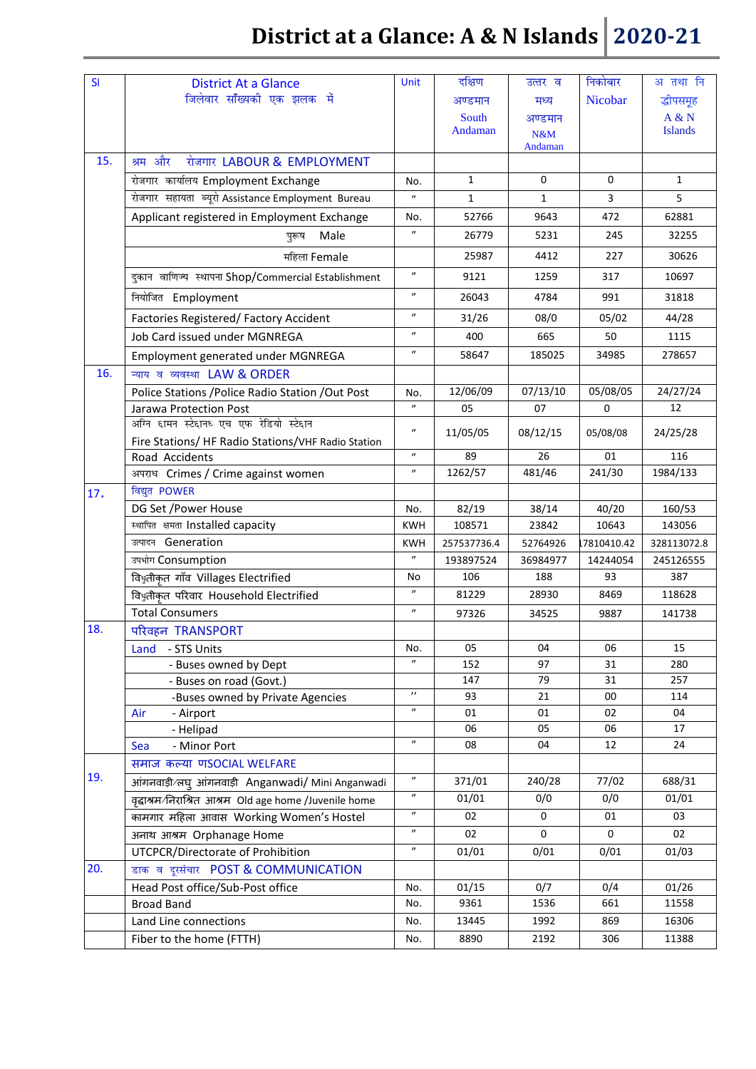# District at a Glance: A & N Islands 2020-21

| SI | District At a Glance जिलेवार सॉंख्यकी एक झलक में | Unit | दक्षिण अण्डमान South Andaman | उत्तर व मध्य अण्डमान N&M Andaman | निकोबार Nicobar | अ तथा नि द्वीपसमूह A & N Islands |
|---|---|---|---|---|---|---|
| 15. | श्रम और रोजगार LABOUR & EMPLOYMENT | | | | | |
| | रोजगार कार्यालय Employment Exchange | No. | 1 | 0 | 0 | 1 |
| | रोजगार सहायता ब्यूरो Assistance Employment Bureau | " | 1 | 1 | 3 | 5 |
| | Applicant registered in Employment Exchange | No. | 52766 | 9643 | 472 | 62881 |
| | पुरूष Male | " | 26779 | 5231 | 245 | 32255 |
| | महिला Female | | 25987 | 4412 | 227 | 30626 |
| | दुकान वाणिज्य स्थापना Shop/Commercial Establishment | " | 9121 | 1259 | 317 | 10697 |
| | नियोजित Employment | " | 26043 | 4784 | 991 | 31818 |
| | Factories Registered/ Factory Accident | " | 31/26 | 08/0 | 05/02 | 44/28 |
| | Job Card issued under MGNREGA | " | 400 | 665 | 50 | 1115 |
| | Employment generated under MGNREGA | " | 58647 | 185025 | 34985 | 278657 |
| 16. | न्याय व व्यवस्था LAW & ORDER | | | | | |
| | Police Stations /Police Radio Station /Out Post | No. | 12/06/09 | 07/13/10 | 05/08/05 | 24/27/24 |
| | Jarawa Protection Post | " | 05 | 07 | 0 | 12 |
| | अग्नि शमन स्टेशन एच एफ रेडियो स्टेशन Fire Stations/ HF Radio Stations/VHF Radio Station | " | 11/05/05 | 08/12/15 | 05/08/08 | 24/25/28 |
| | Road Accidents | " | 89 | 26 | 01 | 116 |
| | अपराध Crimes / Crime against women | " | 1262/57 | 481/46 | 241/30 | 1984/133 |
| 17. | विद्युत POWER | | | | | |
| | DG Set /Power House | No. | 82/19 | 38/14 | 40/20 | 160/53 |
| | स्थापित क्षमता Installed capacity | KWH | 108571 | 23842 | 10643 | 143056 |
| | उत्पादन Generation | KWH | 257537736.4 | 52764926 | 17810410.42 | 328113072.8 |
| | उपभोग Consumption | " | 193897524 | 36984977 | 14244054 | 245126555 |
| | विधुतीकृत गॉंव Villages Electrified | No | 106 | 188 | 93 | 387 |
| | विधुतीकृत परिवार Household Electrified | " | 81229 | 28930 | 8469 | 118628 |
| | Total Consumers | " | 97326 | 34525 | 9887 | 141738 |
| 18. | परिवहन TRANSPORT | | | | | |
| | Land - STS Units | No. | 05 | 04 | 06 | 15 |
| | - Buses owned by Dept | " | 152 | 97 | 31 | 280 |
| | - Buses on road (Govt.) | | 147 | 79 | 31 | 257 |
| | -Buses owned by Private Agencies | " | 93 | 21 | 00 | 114 |
| | Air - Airport | " | 01 | 01 | 02 | 04 |
| | - Helipad | | 06 | 05 | 06 | 17 |
| | Sea - Minor Port | " | 08 | 04 | 12 | 24 |
| 19. | समाज कल्या णSOCIAL WELFARE | | | | | |
| | आंगनवाड़ी/लघु आंगनवाड़ी Anganwadi/ Mini Anganwadi | " | 371/01 | 240/28 | 77/02 | 688/31 |
| | वृद्धाश्रम/निराश्रित आश्रम Old age home /Juvenile home | " | 01/01 | 0/0 | 0/0 | 01/01 |
| | कामगार महिला आवास Working Women's Hostel | " | 02 | 0 | 01 | 03 |
| | अनाथ आश्रम Orphanage Home | " | 02 | 0 | 0 | 02 |
| | UTCPCR/Directorate of Prohibition | " | 01/01 | 0/01 | 0/01 | 01/03 |
| 20. | डाक व दूरसंचार POST & COMMUNICATION | | | | | |
| | Head Post office/Sub-Post office | No. | 01/15 | 0/7 | 0/4 | 01/26 |
| | Broad Band | No. | 9361 | 1536 | 661 | 11558 |
| | Land Line connections | No. | 13445 | 1992 | 869 | 16306 |
| | Fiber to the home (FTTH) | No. | 8890 | 2192 | 306 | 11388 |